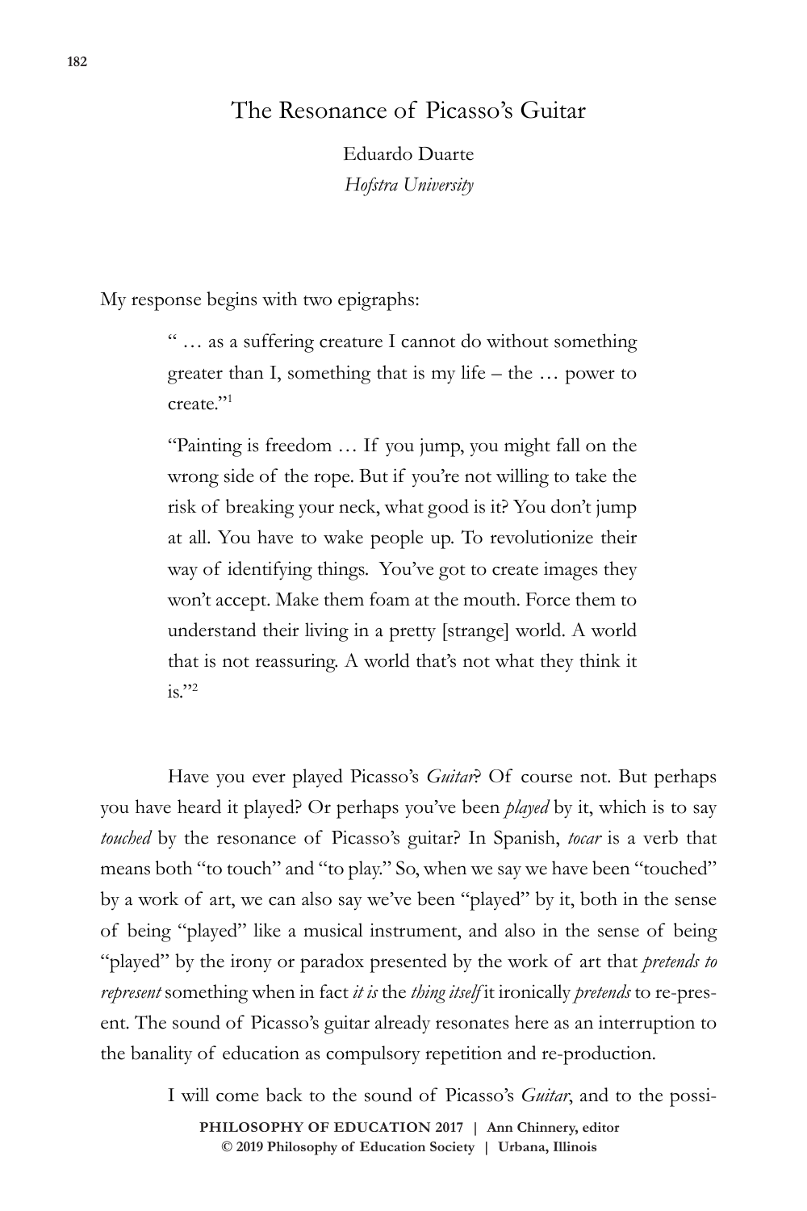# The Resonance of Picasso's Guitar

Eduardo Duarte  
*Hofstra University*

My response begins with two epigraphs:

> " … as a suffering creature I cannot do without something greater than I, something that is my life – the … power to create."[1]
>
> "Painting is freedom … If you jump, you might fall on the wrong side of the rope. But if you're not willing to take the risk of breaking your neck, what good is it? You don't jump at all. You have to wake people up. To revolutionize their way of identifying things. You've got to create images they won't accept. Make them foam at the mouth. Force them to understand their living in a pretty [strange] world. A world that is not reassuring. A world that's not what they think it is."[2]

Have you ever played Picasso's *Guitar*? Of course not. But perhaps you have heard it played? Or perhaps you've been *played* by it, which is to say *touched* by the resonance of Picasso's guitar? In Spanish, *tocar* is a verb that means both "to touch" and "to play." So, when we say we have been "touched" by a work of art, we can also say we've been "played" by it, both in the sense of being "played" like a musical instrument, and also in the sense of being "played" by the irony or paradox presented by the work of art that *pretends to represent* something when in fact *it is* the *thing itself* it ironically *pretends* to re-present. The sound of Picasso's guitar already resonates here as an interruption to the banality of education as compulsory repetition and re-production.

I will come back to the sound of Picasso's *Guitar*, and to the possi-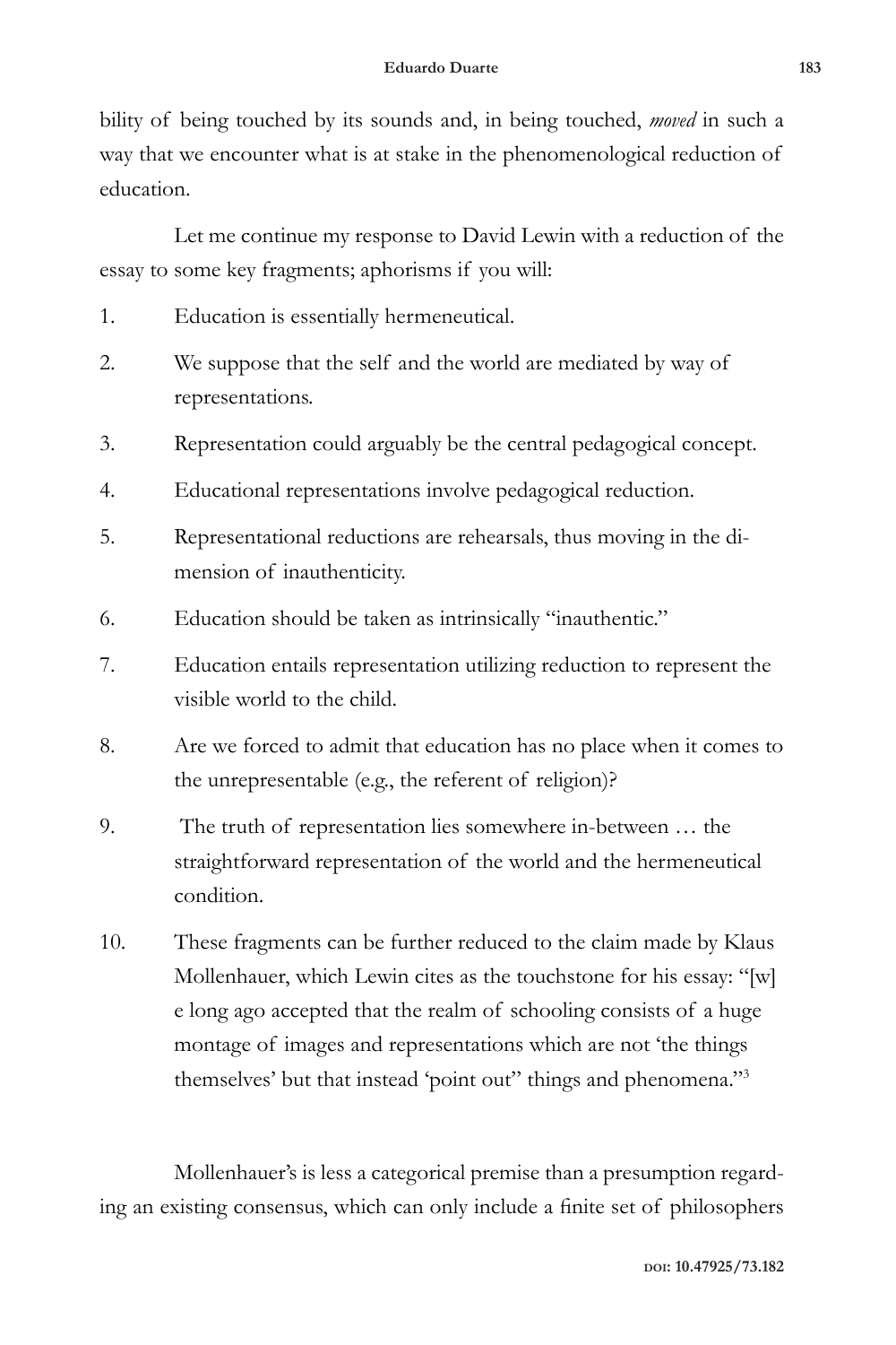bility of being touched by its sounds and, in being touched, *moved* in such a way that we encounter what is at stake in the phenomenological reduction of education.

Let me continue my response to David Lewin with a reduction of the essay to some key fragments; aphorisms if you will:

1. Education is essentially hermeneutical.
2. We suppose that the self and the world are mediated by way of representations.
3. Representation could arguably be the central pedagogical concept.
4. Educational representations involve pedagogical reduction.
5. Representational reductions are rehearsals, thus moving in the dimension of inauthenticity.
6. Education should be taken as intrinsically "inauthentic."
7. Education entails representation utilizing reduction to represent the visible world to the child.
8. Are we forced to admit that education has no place when it comes to the unrepresentable (e.g., the referent of religion)?
9. The truth of representation lies somewhere in-between … the straightforward representation of the world and the hermeneutical condition.
10. These fragments can be further reduced to the claim made by Klaus Mollenhauer, which Lewin cites as the touchstone for his essay: "[w]e long ago accepted that the realm of schooling consists of a huge montage of images and representations which are not 'the things themselves' but that instead 'point out" things and phenomena."[3]

Mollenhauer's is less a categorical premise than a presumption regarding an existing consensus, which can only include a finite set of philosophers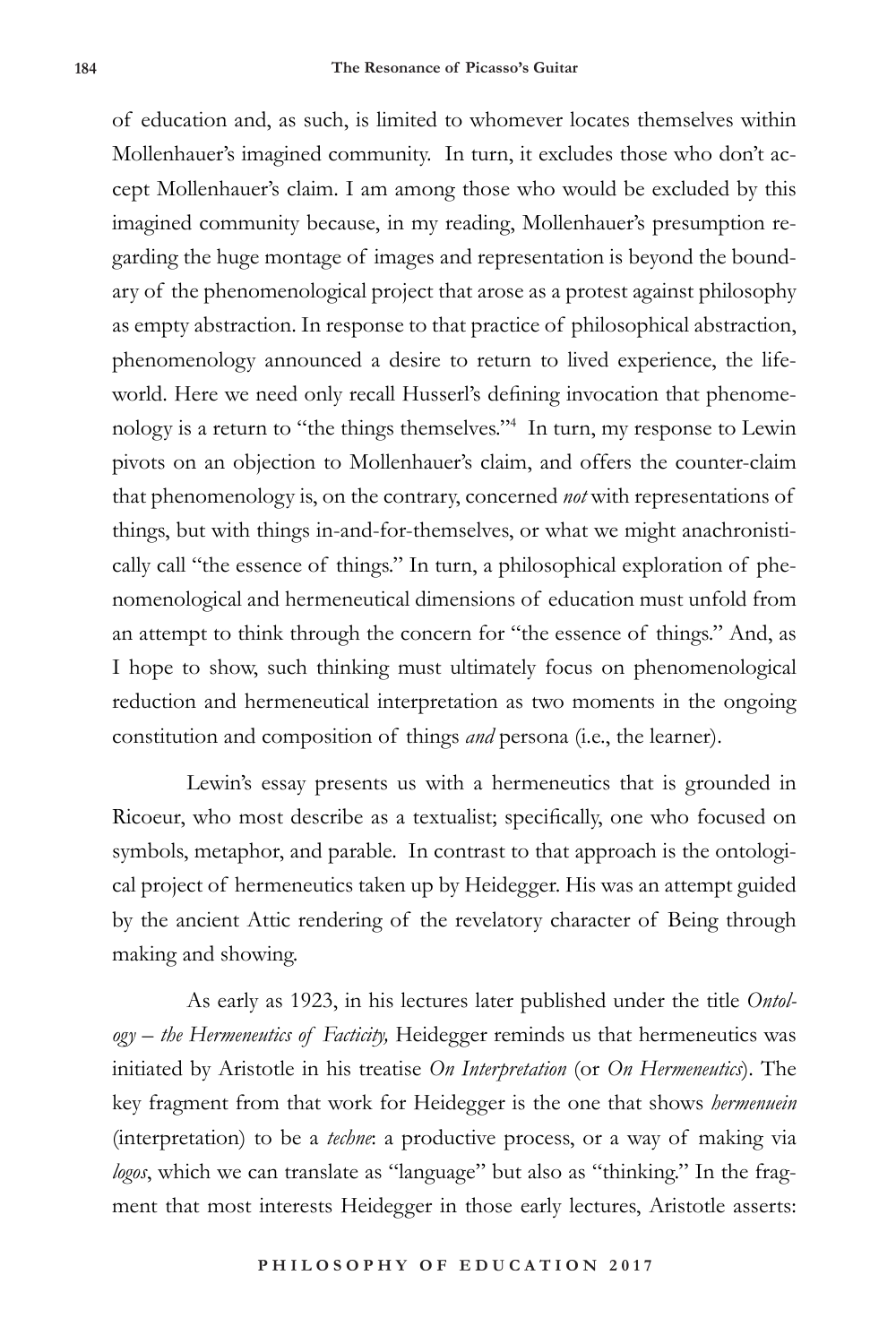of education and, as such, is limited to whomever locates themselves within Mollenhauer's imagined community. In turn, it excludes those who don't accept Mollenhauer's claim. I am among those who would be excluded by this imagined community because, in my reading, Mollenhauer's presumption regarding the huge montage of images and representation is beyond the boundary of the phenomenological project that arose as a protest against philosophy as empty abstraction. In response to that practice of philosophical abstraction, phenomenology announced a desire to return to lived experience, the life-world. Here we need only recall Husserl's defining invocation that phenomenology is a return to "the things themselves."[4] In turn, my response to Lewin pivots on an objection to Mollenhauer's claim, and offers the counter-claim that phenomenology is, on the contrary, concerned *not* with representations of things, but with things in-and-for-themselves, or what we might anachronistically call "the essence of things." In turn, a philosophical exploration of phenomenological and hermeneutical dimensions of education must unfold from an attempt to think through the concern for "the essence of things." And, as I hope to show, such thinking must ultimately focus on phenomenological reduction and hermeneutical interpretation as two moments in the ongoing constitution and composition of things *and* persona (i.e., the learner).

Lewin's essay presents us with a hermeneutics that is grounded in Ricoeur, who most describe as a textualist; specifically, one who focused on symbols, metaphor, and parable. In contrast to that approach is the ontological project of hermeneutics taken up by Heidegger. His was an attempt guided by the ancient Attic rendering of the revelatory character of Being through making and showing.

As early as 1923, in his lectures later published under the title *Ontology – the Hermeneutics of Facticity,* Heidegger reminds us that hermeneutics was initiated by Aristotle in his treatise *On Interpretation* (or *On Hermeneutics*). The key fragment from that work for Heidegger is the one that shows *hermenuein* (interpretation) to be a *techne*: a productive process, or a way of making via *logos*, which we can translate as "language" but also as "thinking." In the fragment that most interests Heidegger in those early lectures, Aristotle asserts: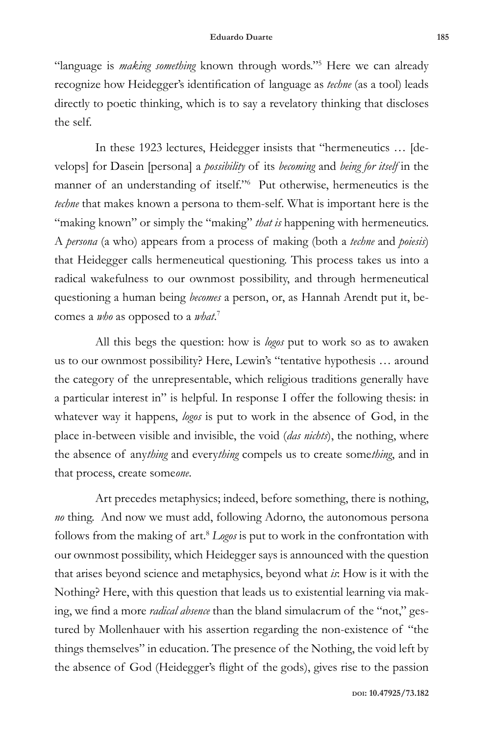"language is *making something* known through words."[5] Here we can already recognize how Heidegger's identification of language as *techne* (as a tool) leads directly to poetic thinking, which is to say a revelatory thinking that discloses the self.

In these 1923 lectures, Heidegger insists that "hermeneutics … [develops] for Dasein [persona] a *possibility* of its *becoming* and *being for itself* in the manner of an understanding of itself."[6] Put otherwise, hermeneutics is the *techne* that makes known a persona to them-self. What is important here is the "making known" or simply the "making" *that is* happening with hermeneutics. A *persona* (a who) appears from a process of making (both a *techne* and *poiesis*) that Heidegger calls hermeneutical questioning. This process takes us into a radical wakefulness to our ownmost possibility, and through hermeneutical questioning a human being *becomes* a person, or, as Hannah Arendt put it, becomes a *who* as opposed to a *what*.[7]

All this begs the question: how is *logos* put to work so as to awaken us to our ownmost possibility? Here, Lewin's "tentative hypothesis … around the category of the unrepresentable, which religious traditions generally have a particular interest in" is helpful. In response I offer the following thesis: in whatever way it happens, *logos* is put to work in the absence of God, in the place in-between visible and invisible, the void (*das nichts*), the nothing, where the absence of any*thing* and every*thing* compels us to create some*thing*, and in that process, create some*one*.

Art precedes metaphysics; indeed, before something, there is nothing, *no* thing. And now we must add, following Adorno, the autonomous persona follows from the making of art.[8] *Logos* is put to work in the confrontation with our ownmost possibility, which Heidegger says is announced with the question that arises beyond science and metaphysics, beyond what *is*: How is it with the Nothing? Here, with this question that leads us to existential learning via making, we find a more *radical absence* than the bland simulacrum of the "not," gestured by Mollenhauer with his assertion regarding the non-existence of "the things themselves" in education. The presence of the Nothing, the void left by the absence of God (Heidegger's flight of the gods), gives rise to the passion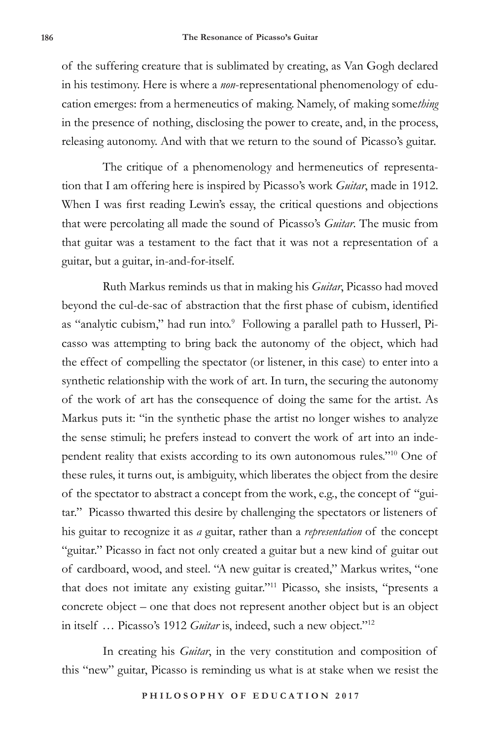of the suffering creature that is sublimated by creating, as Van Gogh declared in his testimony. Here is where a *non*-representational phenomenology of education emerges: from a hermeneutics of making. Namely, of making some*thing* in the presence of nothing, disclosing the power to create, and, in the process, releasing autonomy. And with that we return to the sound of Picasso's guitar.

The critique of a phenomenology and hermeneutics of representation that I am offering here is inspired by Picasso's work *Guitar*, made in 1912. When I was first reading Lewin's essay, the critical questions and objections that were percolating all made the sound of Picasso's *Guitar*. The music from that guitar was a testament to the fact that it was not a representation of a guitar, but a guitar, in-and-for-itself.

Ruth Markus reminds us that in making his *Guitar*, Picasso had moved beyond the cul-de-sac of abstraction that the first phase of cubism, identified as "analytic cubism," had run into.[9] Following a parallel path to Husserl, Picasso was attempting to bring back the autonomy of the object, which had the effect of compelling the spectator (or listener, in this case) to enter into a synthetic relationship with the work of art. In turn, the securing the autonomy of the work of art has the consequence of doing the same for the artist. As Markus puts it: "in the synthetic phase the artist no longer wishes to analyze the sense stimuli; he prefers instead to convert the work of art into an independent reality that exists according to its own autonomous rules."[10] One of these rules, it turns out, is ambiguity, which liberates the object from the desire of the spectator to abstract a concept from the work, e.g., the concept of "guitar." Picasso thwarted this desire by challenging the spectators or listeners of his guitar to recognize it as *a* guitar, rather than a *representation* of the concept "guitar." Picasso in fact not only created a guitar but a new kind of guitar out of cardboard, wood, and steel. "A new guitar is created," Markus writes, "one that does not imitate any existing guitar."[11] Picasso, she insists, "presents a concrete object – one that does not represent another object but is an object in itself … Picasso's 1912 *Guitar* is, indeed, such a new object."[12]

In creating his *Guitar*, in the very constitution and composition of this "new" guitar, Picasso is reminding us what is at stake when we resist the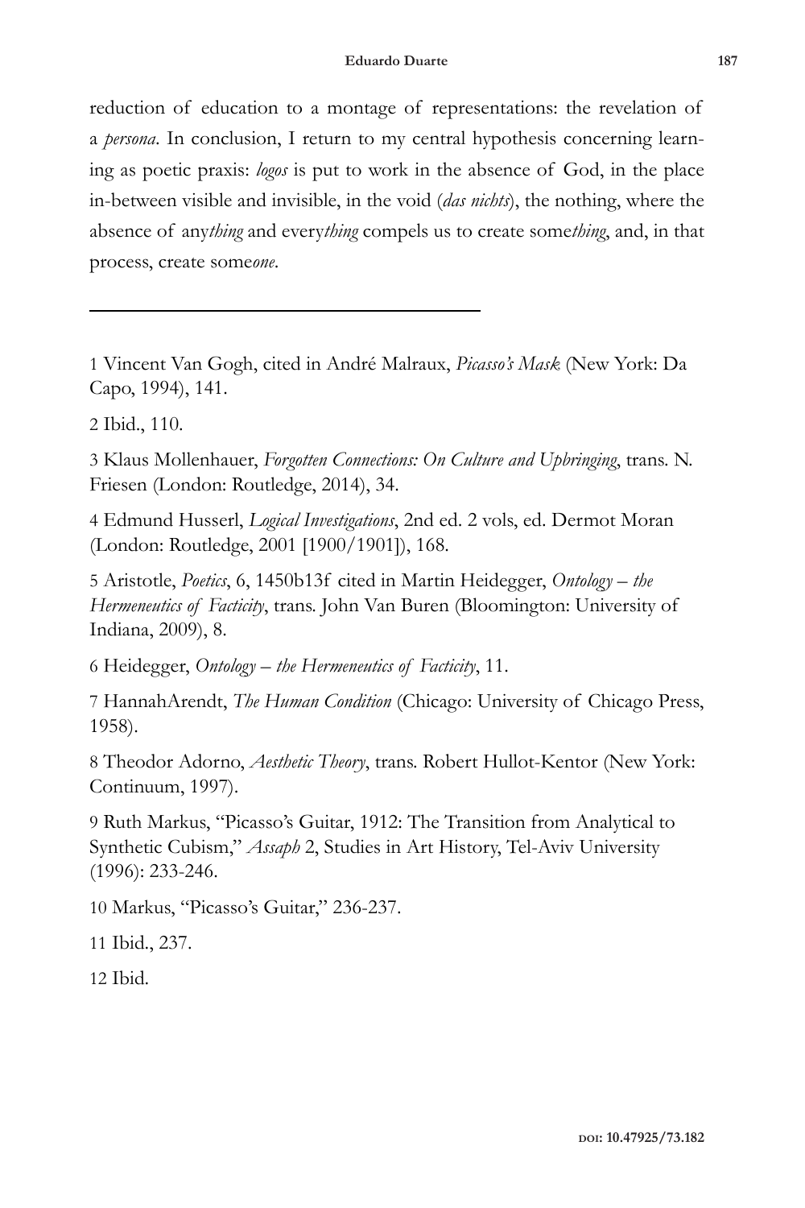reduction of education to a montage of representations: the revelation of a *persona*. In conclusion, I return to my central hypothesis concerning learning as poetic praxis: *logos* is put to work in the absence of God, in the place in-between visible and invisible, in the void (*das nichts*), the nothing, where the absence of any*thing* and every*thing* compels us to create some*thing*, and, in that process, create some*one*.

---

1 Vincent Van Gogh, cited in André Malraux, *Picasso's Mask* (New York: Da Capo, 1994), 141.

2 Ibid., 110.

3 Klaus Mollenhauer, *Forgotten Connections: On Culture and Upbringing*, trans. N. Friesen (London: Routledge, 2014), 34.

4 Edmund Husserl, *Logical Investigations*, 2nd ed. 2 vols, ed. Dermot Moran (London: Routledge, 2001 [1900/1901]), 168.

5 Aristotle, *Poetics*, 6, 1450b13f cited in Martin Heidegger, *Ontology – the Hermeneutics of Facticity*, trans. John Van Buren (Bloomington: University of Indiana, 2009), 8.

6 Heidegger, *Ontology – the Hermeneutics of Facticity*, 11.

7 HannahArendt, *The Human Condition* (Chicago: University of Chicago Press, 1958).

8 Theodor Adorno, *Aesthetic Theory*, trans. Robert Hullot-Kentor (New York: Continuum, 1997).

9 Ruth Markus, "Picasso's Guitar, 1912: The Transition from Analytical to Synthetic Cubism," *Assaph* 2, Studies in Art History, Tel-Aviv University (1996): 233-246.

10 Markus, "Picasso's Guitar," 236-237.

11 Ibid., 237.

12 Ibid.